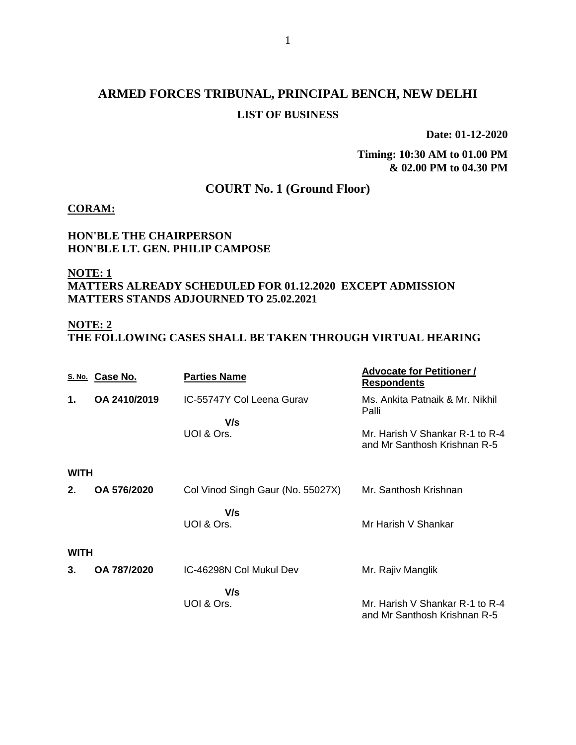# ARMED FORCES TRIBUNAL, PRINCIPAL BENCH, NEW DELHI

## LIST OF BUSINESS

**Date: 01-12-2020**

**Timing: 10:30 AM to 01.00 PM & 02.00 PM to 04.30 PM**

## COURT No. 1 (Ground Floor)

**CORAM:**

**HON'BLE THE CHAIRPERSON**
**HON'BLE LT. GEN. PHILIP CAMPOSE**

**NOTE: 1**
**MATTERS ALREADY SCHEDULED FOR 01.12.2020 EXCEPT ADMISSION MATTERS STANDS ADJOURNED TO 25.02.2021**

**NOTE: 2**
**THE FOLLOWING CASES SHALL BE TAKEN THROUGH VIRTUAL HEARING**

| S. No. | Case No. | Parties Name | Advocate for Petitioner / Respondents |
|---|---|---|---|
| 1. | OA 2410/2019 | IC-55747Y Col Leena Gurav | Ms. Ankita Patnaik & Mr. Nikhil Palli |
| | | V/s | |
| | | UOI & Ors. | Mr. Harish V Shankar R-1 to R-4 and Mr Santhosh Krishnan R-5 |
| WITH | | | |
| 2. | OA 576/2020 | Col Vinod Singh Gaur (No. 55027X) | Mr. Santhosh Krishnan |
| | | V/s | |
| | | UOI & Ors. | Mr Harish V Shankar |
| WITH | | | |
| 3. | OA 787/2020 | IC-46298N Col Mukul Dev | Mr. Rajiv Manglik |
| | | V/s | |
| | | UOI & Ors. | Mr. Harish V Shankar R-1 to R-4 and Mr Santhosh Krishnan R-5 |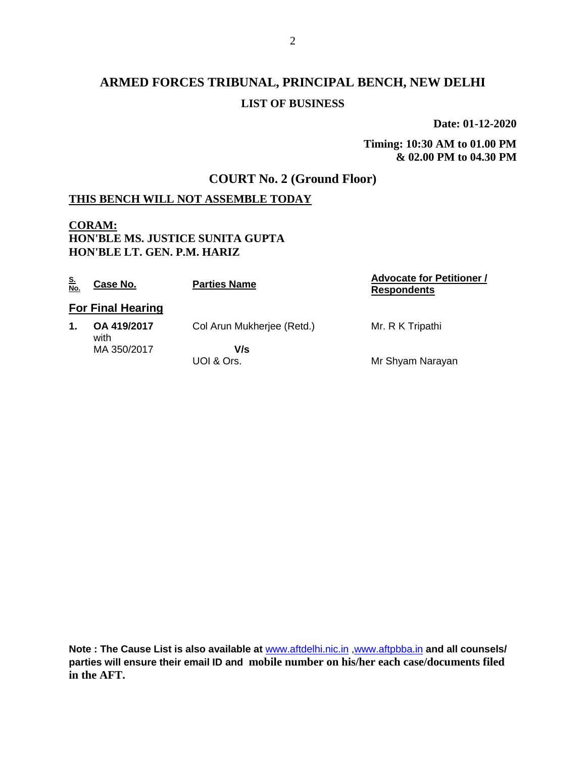# ARMED FORCES TRIBUNAL, PRINCIPAL BENCH, NEW DELHI

## LIST OF BUSINESS

**Date: 01-12-2020**

**Timing: 10:30 AM to 01.00 PM & 02.00 PM to 04.30 PM**

## COURT No. 2 (Ground Floor)

**THIS BENCH WILL NOT ASSEMBLE TODAY**

**CORAM:**
**HON'BLE MS. JUSTICE SUNITA GUPTA**
**HON'BLE LT. GEN. P.M. HARIZ**

| S. No. | Case No. | Parties Name | Advocate for Petitioner / Respondents |
|---|---|---|---|
| **For Final Hearing** | | | |
| **1.** | **OA 419/2017** with MA 350/2017 | Col Arun Mukherjee (Retd.) **V/s** UOI & Ors. | Mr. R K Tripathi<br>Mr Shyam Narayan |

**Note : The Cause List is also available at www.aftdelhi.nic.in ,www.aftpbba.in and all counsels/ parties will ensure their email ID and mobile number on his/her each case/documents filed in the AFT.**